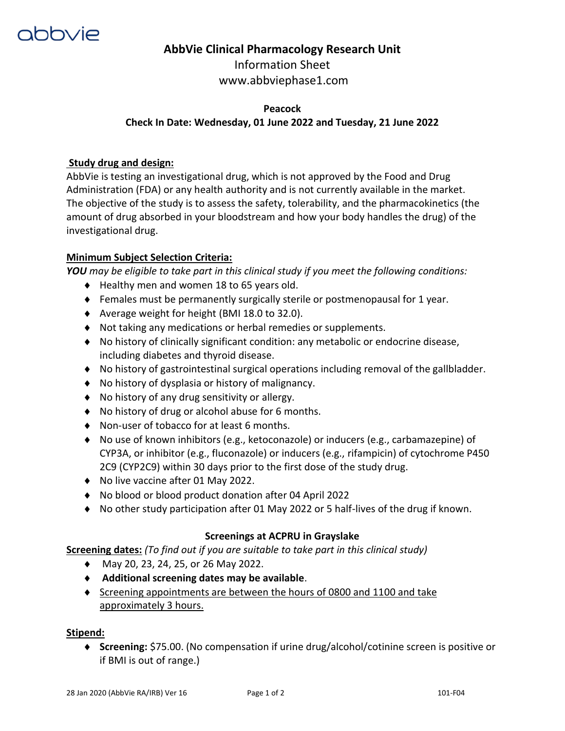# AbbVie Clinical Pharmacology Research Unit

Information Sheet

www.abbviephase1.com

**Peacock**

**Check In Date: Wednesday, 01 June 2022 and Tuesday, 21 June 2022**

## Study drug and design:

AbbVie is testing an investigational drug, which is not approved by the Food and Drug Administration (FDA) or any health authority and is not currently available in the market. The objective of the study is to assess the safety, tolerability, and the pharmacokinetics (the amount of drug absorbed in your bloodstream and how your body handles the drug) of the investigational drug.

## Minimum Subject Selection Criteria:

***YOU*** *may be eligible to take part in this clinical study if you meet the following conditions:*

- Healthy men and women 18 to 65 years old.
- Females must be permanently surgically sterile or postmenopausal for 1 year.
- Average weight for height (BMI 18.0 to 32.0).
- Not taking any medications or herbal remedies or supplements.
- No history of clinically significant condition: any metabolic or endocrine disease, including diabetes and thyroid disease.
- No history of gastrointestinal surgical operations including removal of the gallbladder.
- No history of dysplasia or history of malignancy.
- No history of any drug sensitivity or allergy.
- No history of drug or alcohol abuse for 6 months.
- Non-user of tobacco for at least 6 months.
- No use of known inhibitors (e.g., ketoconazole) or inducers (e.g., carbamazepine) of CYP3A, or inhibitor (e.g., fluconazole) or inducers (e.g., rifampicin) of cytochrome P450 2C9 (CYP2C9) within 30 days prior to the first dose of the study drug.
- No live vaccine after 01 May 2022.
- No blood or blood product donation after 04 April 2022
- No other study participation after 01 May 2022 or 5 half-lives of the drug if known.

### Screenings at ACPRU in Grayslake

**Screening dates:** *(To find out if you are suitable to take part in this clinical study)*

- May 20, 23, 24, 25, or 26 May 2022.
- **Additional screening dates may be available**.
- Screening appointments are between the hours of 0800 and 1100 and take approximately 3 hours.

## Stipend:

- **Screening:** $75.00. (No compensation if urine drug/alcohol/cotinine screen is positive or if BMI is out of range.)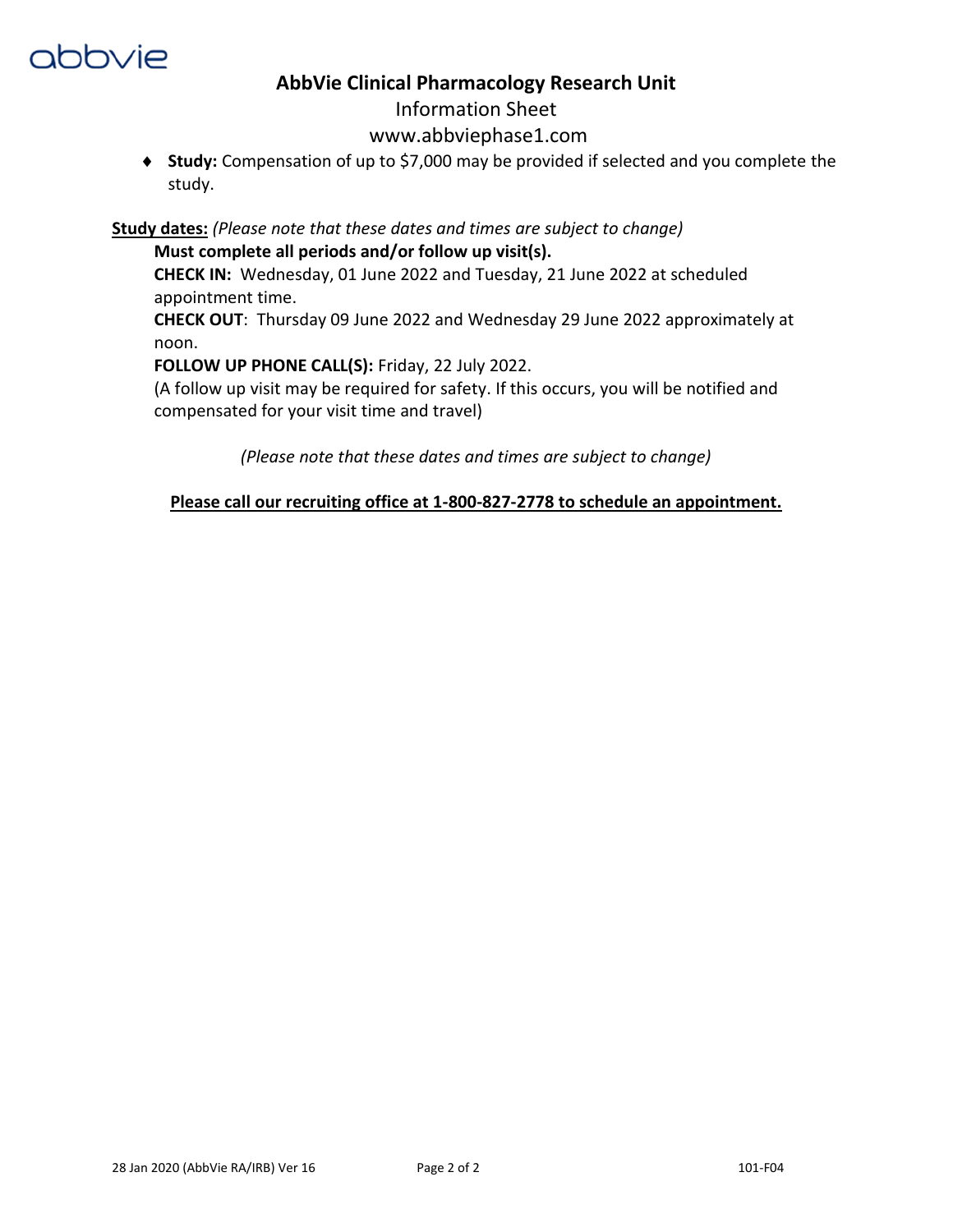## AbbVie Clinical Pharmacology Research Unit

Information Sheet

www.abbviephase1.com

- **Study:** Compensation of up to $7,000 may be provided if selected and you complete the study.

**Study dates:** *(Please note that these dates and times are subject to change)*

**Must complete all periods and/or follow up visit(s).**

**CHECK IN:** Wednesday, 01 June 2022 and Tuesday, 21 June 2022 at scheduled appointment time.

**CHECK OUT**: Thursday 09 June 2022 and Wednesday 29 June 2022 approximately at noon.

**FOLLOW UP PHONE CALL(S):** Friday, 22 July 2022.

(A follow up visit may be required for safety. If this occurs, you will be notified and compensated for your visit time and travel)

*(Please note that these dates and times are subject to change)*

**Please call our recruiting office at 1-800-827-2778 to schedule an appointment.**

28 Jan 2020 (AbbVie RA/IRB) Ver 16 101-F04